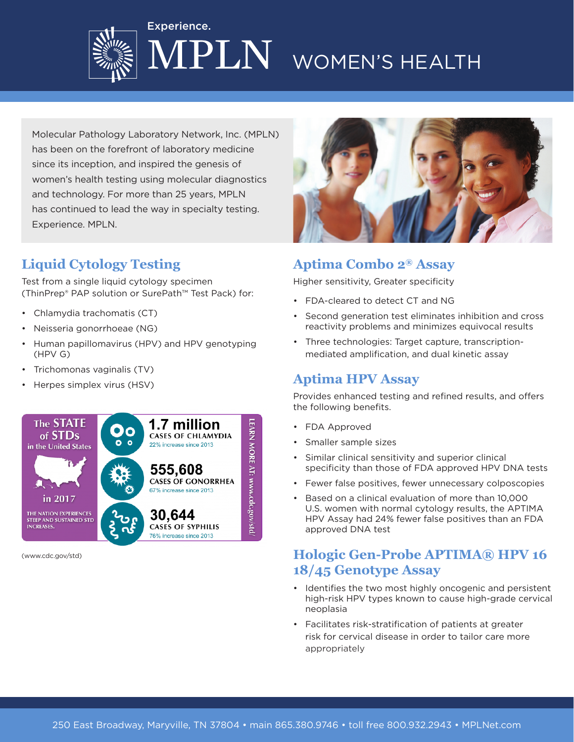Experience.

# MPLN WOMEN'S HEALTH

Molecular Pathology Laboratory Network, Inc. (MPLN) has been on the forefront of laboratory medicine since its inception, and inspired the genesis of women's health testing using molecular diagnostics and technology. For more than 25 years, MPLN has continued to lead the way in specialty testing. Experience. MPLN.

## Liquid Cytology Testing

Test from a single liquid cytology specimen (ThinPrep® PAP solution or SurePath™ Test Pack) for:

- Chlamydia trachomatis (CT)
- Neisseria gonorrhoeae (NG)
- Human papillomavirus (HPV) and HPV genotyping (HPV G)
- Trichomonas vaginalis (TV)
- Herpes simplex virus (HSV)

**The STATE of STDs in the United States in 2017**

THE NATION EXPERIENCES STEEP AND SUSTAINED STD INCREASES.

**1.7 million** CASES OF CHLAMYDIA
22% increase since 2013

**555,608** CASES OF GONORRHEA
67% increase since 2013

**30,644** CASES OF SYPHILIS
76% increase since 2013

LEARN MORE AT: www.cdc.gov/std/

(www.cdc.gov/std)

## Aptima Combo 2® Assay

Higher sensitivity, Greater specificity

- FDA-cleared to detect CT and NG
- Second generation test eliminates inhibition and cross reactivity problems and minimizes equivocal results
- Three technologies: Target capture, transcription-mediated amplification, and dual kinetic assay

## Aptima HPV Assay

Provides enhanced testing and refined results, and offers the following benefits.

- FDA Approved
- Smaller sample sizes
- Similar clinical sensitivity and superior clinical specificity than those of FDA approved HPV DNA tests
- Fewer false positives, fewer unnecessary colposcopies
- Based on a clinical evaluation of more than 10,000 U.S. women with normal cytology results, the APTIMA HPV Assay had 24% fewer false positives than an FDA approved DNA test

## Hologic Gen-Probe APTIMA® HPV 16 18/45 Genotype Assay

- Identifies the two most highly oncogenic and persistent high-risk HPV types known to cause high-grade cervical neoplasia
- Facilitates risk-stratification of patients at greater risk for cervical disease in order to tailor care more appropriately

250 East Broadway, Maryville, TN 37804 • main 865.380.9746 • toll free 800.932.2943 • MPLNet.com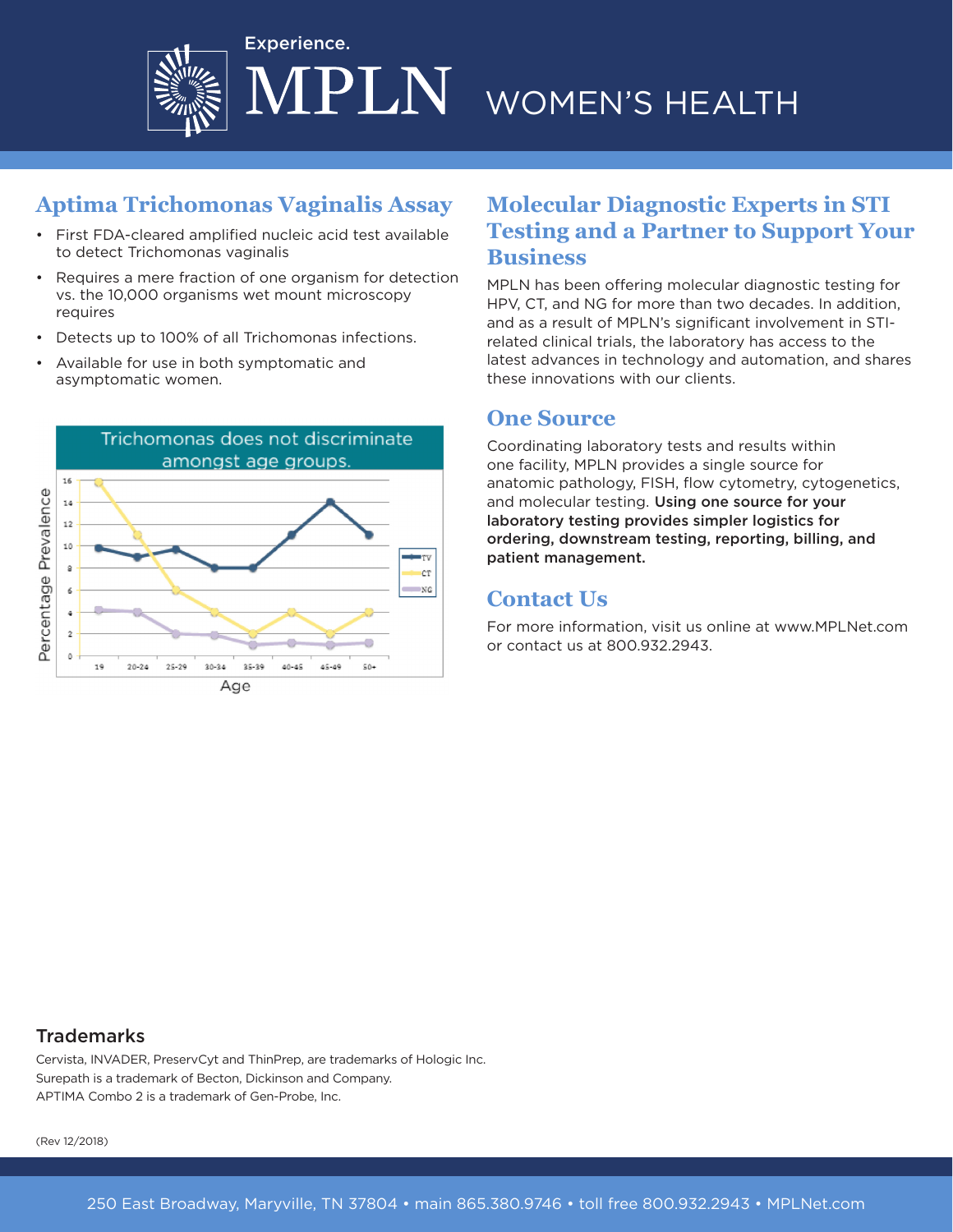Experience.

MPLN WOMEN'S HEALTH

## Aptima Trichomonas Vaginalis Assay

- First FDA-cleared amplified nucleic acid test available to detect Trichomonas vaginalis
- Requires a mere fraction of one organism for detection vs. the 10,000 organisms wet mount microscopy requires
- Detects up to 100% of all Trichomonas infections.
- Available for use in both symptomatic and asymptomatic women.

Trichomonas does not discriminate amongst age groups.

Percentage Prevalence

16
14
12
10
8
6
4
2
0

19
20-24
25-29
30-34
35-39
40-45
45-49
50+

Age

TV
CT
NG

## Molecular Diagnostic Experts in STI Testing and a Partner to Support Your Business

MPLN has been offering molecular diagnostic testing for HPV, CT, and NG for more than two decades. In addition, and as a result of MPLN's significant involvement in STI-related clinical trials, the laboratory has access to the latest advances in technology and automation, and shares these innovations with our clients.

## One Source

Coordinating laboratory tests and results within one facility, MPLN provides a single source for anatomic pathology, FISH, flow cytometry, cytogenetics, and molecular testing. **Using one source for your laboratory testing provides simpler logistics for ordering, downstream testing, reporting, billing, and patient management.**

## Contact Us

For more information, visit us online at www.MPLNet.com or contact us at 800.932.2943.

### Trademarks

Cervista, INVADER, PreservCyt and ThinPrep, are trademarks of Hologic Inc.
Surepath is a trademark of Becton, Dickinson and Company.
APTIMA Combo 2 is a trademark of Gen-Probe, Inc.

(Rev 12/2018)

250 East Broadway, Maryville, TN 37804 • main 865.380.9746 • toll free 800.932.2943 • MPLNet.com